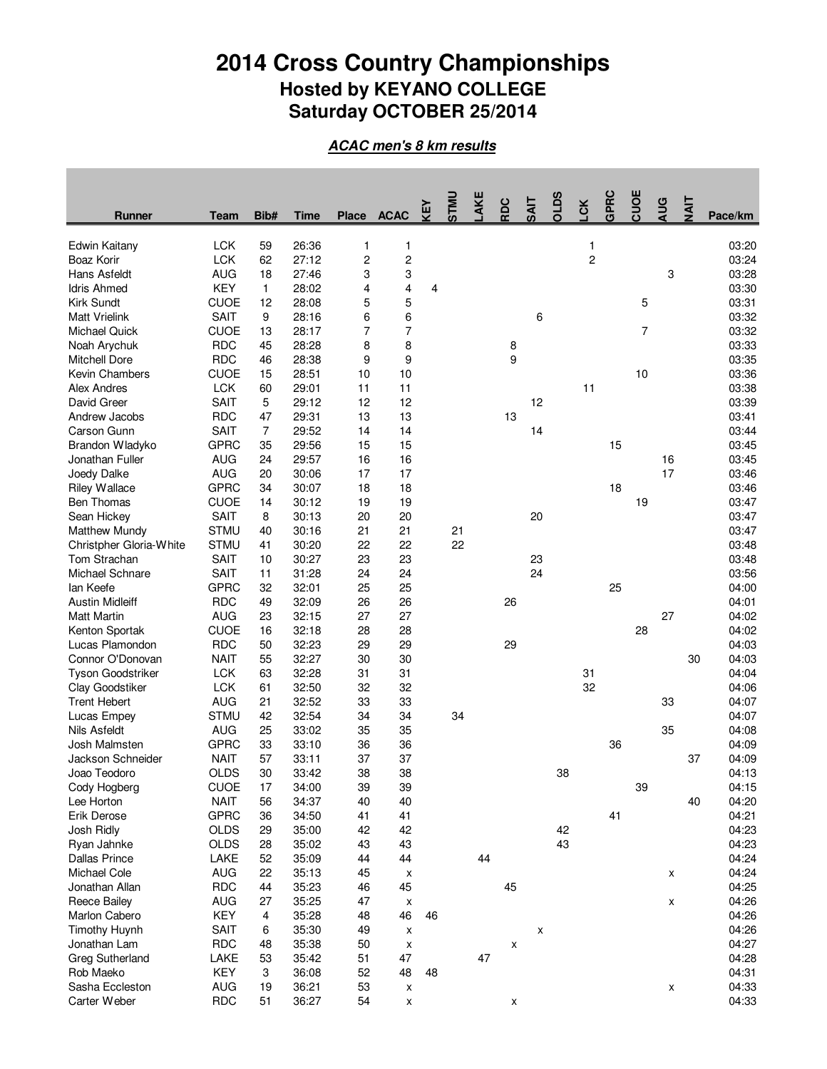# 2014 Cross Country Championships

## Hosted by KEYANO COLLEGE

## Saturday OCTOBER 25/2014

***ACAC men's 8 km results***

| Runner | Team | Bib# | Time | Place | ACAC | KEY | STMU | LAKE | RDC | SAIT | OLDS | LCK | GPRC | CUOE | AUG | NAIT | Pace/km |
|---|---|---|---|---|---|---|---|---|---|---|---|---|---|---|---|---|---|
| Edwin Kaitany | LCK | 59 | 26:36 | 1 | 1 | | | | | | | 1 | | | | | 03:20 |
| Boaz Korir | LCK | 62 | 27:12 | 2 | 2 | | | | | | | 2 | | | | | 03:24 |
| Hans Asfeldt | AUG | 18 | 27:46 | 3 | 3 | | | | | | | | | | 3 | | 03:28 |
| Idris Ahmed | KEY | 1 | 28:02 | 4 | 4 | 4 | | | | | | | | | | | 03:30 |
| Kirk Sundt | CUOE | 12 | 28:08 | 5 | 5 | | | | | | | | | 5 | | | 03:31 |
| Matt Vrielink | SAIT | 9 | 28:16 | 6 | 6 | | | | | 6 | | | | | | | 03:32 |
| Michael Quick | CUOE | 13 | 28:17 | 7 | 7 | | | | | | | | | 7 | | | 03:32 |
| Noah Arychuk | RDC | 45 | 28:28 | 8 | 8 | | | | 8 | | | | | | | | 03:33 |
| Mitchell Dore | RDC | 46 | 28:38 | 9 | 9 | | | | 9 | | | | | | | | 03:35 |
| Kevin Chambers | CUOE | 15 | 28:51 | 10 | 10 | | | | | | | | | 10 | | | 03:36 |
| Alex Andres | LCK | 60 | 29:01 | 11 | 11 | | | | | | | 11 | | | | | 03:38 |
| David Greer | SAIT | 5 | 29:12 | 12 | 12 | | | | | 12 | | | | | | | 03:39 |
| Andrew Jacobs | RDC | 47 | 29:31 | 13 | 13 | | | | 13 | | | | | | | | 03:41 |
| Carson Gunn | SAIT | 7 | 29:52 | 14 | 14 | | | | | 14 | | | | | | | 03:44 |
| Brandon Wladyko | GPRC | 35 | 29:56 | 15 | 15 | | | | | | | | 15 | | | | 03:45 |
| Jonathan Fuller | AUG | 24 | 29:57 | 16 | 16 | | | | | | | | | | 16 | | 03:45 |
| Joedy Dalke | AUG | 20 | 30:06 | 17 | 17 | | | | | | | | | | 17 | | 03:46 |
| Riley Wallace | GPRC | 34 | 30:07 | 18 | 18 | | | | | | | | 18 | | | | 03:46 |
| Ben Thomas | CUOE | 14 | 30:12 | 19 | 19 | | | | | | | | | 19 | | | 03:47 |
| Sean Hickey | SAIT | 8 | 30:13 | 20 | 20 | | | | | 20 | | | | | | | 03:47 |
| Matthew Mundy | STMU | 40 | 30:16 | 21 | 21 | | 21 | | | | | | | | | | 03:47 |
| Christpher Gloria-White | STMU | 41 | 30:20 | 22 | 22 | | 22 | | | | | | | | | | 03:48 |
| Tom Strachan | SAIT | 10 | 30:27 | 23 | 23 | | | | | 23 | | | | | | | 03:48 |
| Michael Schnare | SAIT | 11 | 31:28 | 24 | 24 | | | | | 24 | | | | | | | 03:56 |
| Ian Keefe | GPRC | 32 | 32:01 | 25 | 25 | | | | | | | | 25 | | | | 04:00 |
| Austin Midleiff | RDC | 49 | 32:09 | 26 | 26 | | | | 26 | | | | | | | | 04:01 |
| Matt Martin | AUG | 23 | 32:15 | 27 | 27 | | | | | | | | | | 27 | | 04:02 |
| Kenton Sportak | CUOE | 16 | 32:18 | 28 | 28 | | | | | | | | | 28 | | | 04:02 |
| Lucas Plamondon | RDC | 50 | 32:23 | 29 | 29 | | | | 29 | | | | | | | | 04:03 |
| Connor O'Donovan | NAIT | 55 | 32:27 | 30 | 30 | | | | | | | | | | | 30 | 04:03 |
| Tyson Goodstriker | LCK | 63 | 32:28 | 31 | 31 | | | | | | | 31 | | | | | 04:04 |
| Clay Goodstiker | LCK | 61 | 32:50 | 32 | 32 | | | | | | | 32 | | | | | 04:06 |
| Trent Hebert | AUG | 21 | 32:52 | 33 | 33 | | | | | | | | | | 33 | | 04:07 |
| Lucas Empey | STMU | 42 | 32:54 | 34 | 34 | | 34 | | | | | | | | | | 04:07 |
| Nils Asfeldt | AUG | 25 | 33:02 | 35 | 35 | | | | | | | | | | 35 | | 04:08 |
| Josh Malmsten | GPRC | 33 | 33:10 | 36 | 36 | | | | | | | | 36 | | | | 04:09 |
| Jackson Schneider | NAIT | 57 | 33:11 | 37 | 37 | | | | | | | | | | | 37 | 04:09 |
| Joao Teodoro | OLDS | 30 | 33:42 | 38 | 38 | | | | | | 38 | | | | | | 04:13 |
| Cody Hogberg | CUOE | 17 | 34:00 | 39 | 39 | | | | | | | | | 39 | | | 04:15 |
| Lee Horton | NAIT | 56 | 34:37 | 40 | 40 | | | | | | | | | | | 40 | 04:20 |
| Erik Derose | GPRC | 36 | 34:50 | 41 | 41 | | | | | | | | 41 | | | | 04:21 |
| Josh Ridly | OLDS | 29 | 35:00 | 42 | 42 | | | | | | 42 | | | | | | 04:23 |
| Ryan Jahnke | OLDS | 28 | 35:02 | 43 | 43 | | | | | | 43 | | | | | | 04:23 |
| Dallas Prince | LAKE | 52 | 35:09 | 44 | 44 | | | 44 | | | | | | | | | 04:24 |
| Michael Cole | AUG | 22 | 35:13 | 45 | x | | | | | | | | | | x | | 04:24 |
| Jonathan Allan | RDC | 44 | 35:23 | 46 | 45 | | | | 45 | | | | | | | | 04:25 |
| Reece Bailey | AUG | 27 | 35:25 | 47 | x | | | | | | | | | | x | | 04:26 |
| Marlon Cabero | KEY | 4 | 35:28 | 48 | 46 | 46 | | | | | | | | | | | 04:26 |
| Timothy Huynh | SAIT | 6 | 35:30 | 49 | x | | | | | x | | | | | | | 04:26 |
| Jonathan Lam | RDC | 48 | 35:38 | 50 | x | | | | x | | | | | | | | 04:27 |
| Greg Sutherland | LAKE | 53 | 35:42 | 51 | 47 | | | 47 | | | | | | | | | 04:28 |
| Rob Maeko | KEY | 3 | 36:08 | 52 | 48 | 48 | | | | | | | | | | | 04:31 |
| Sasha Eccleston | AUG | 19 | 36:21 | 53 | x | | | | | | | | | | x | | 04:33 |
| Carter Weber | RDC | 51 | 36:27 | 54 | x | | | | x | | | | | | | | 04:33 |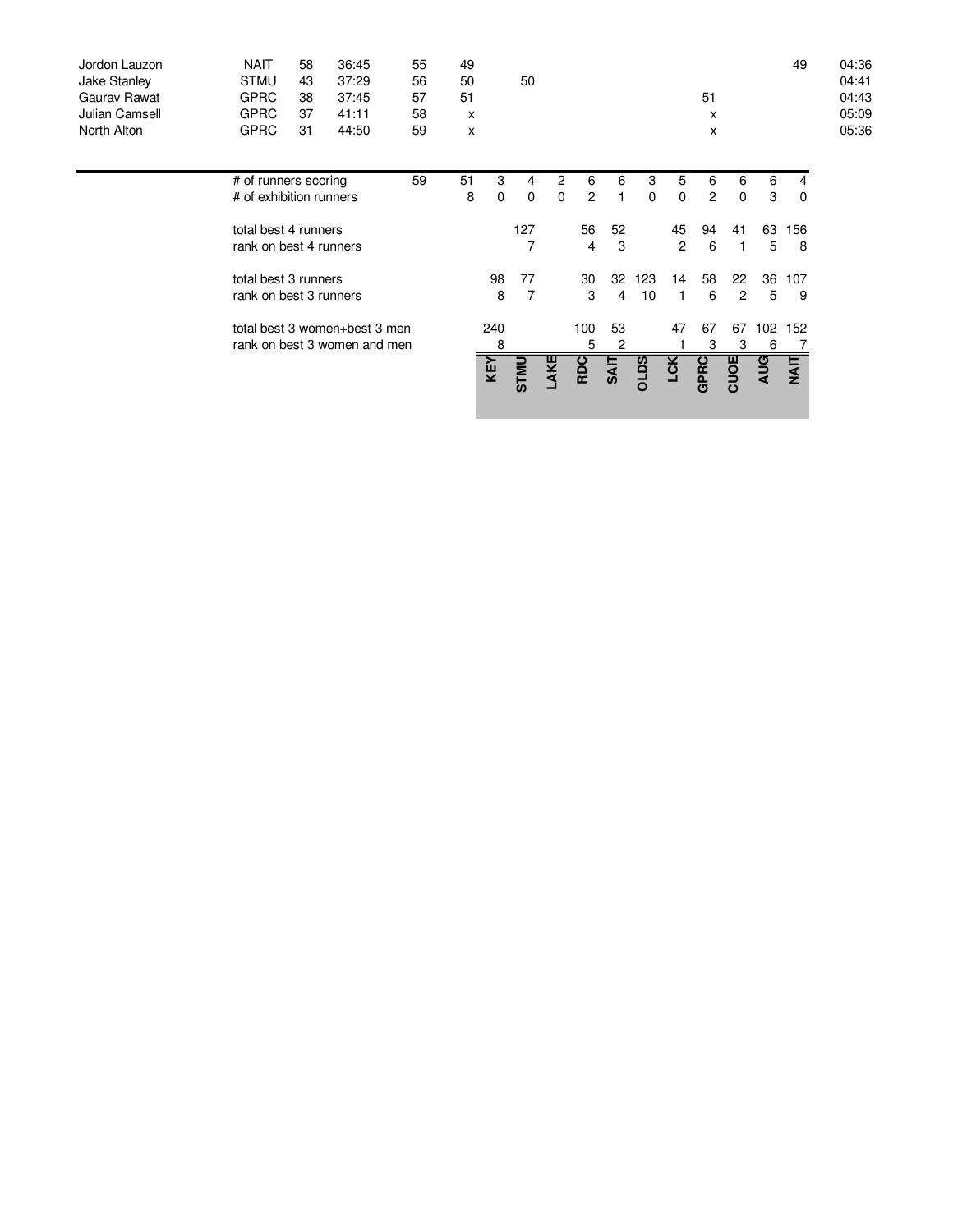| | | | | | | KEY | STMU | LAKE | RDC | SAIT | OLDS | LCK | GPRC | CUOE | AUG | NAIT | |
|---|---|---|---|---|---|---|---|---|---|---|---|---|---|---|---|---|---|
| Jordon Lauzon | NAIT | 58 | 36:45 | 55 | 49 | | | | | | | | | | | 49 | 04:36 |
| Jake Stanley | STMU | 43 | 37:29 | 56 | 50 | | 50 | | | | | | | | | | 04:41 |
| Gaurav Rawat | GPRC | 38 | 37:45 | 57 | 51 | | | | | | | | 51 | | | | 04:43 |
| Julian Camsell | GPRC | 37 | 41:11 | 58 | x | | | | | | | | x | | | | 05:09 |
| North Alton | GPRC | 31 | 44:50 | 59 | x | | | | | | | | x | | | | 05:36 |
| | # of runners scoring | | | 59 | 51 | 3 | 4 | 2 | 6 | 6 | 3 | 5 | 6 | 6 | 6 | 4 | |
| | # of exhibition runners | | | | 8 | 0 | 0 | 0 | 2 | 1 | 0 | 0 | 2 | 0 | 3 | 0 | |
| | total best 4 runners | | | | | | 127 | | 56 | 52 | | 45 | 94 | 41 | 63 | 156 | |
| | rank on best 4 runners | | | | | | 7 | | 4 | 3 | | 2 | 6 | 1 | 5 | 8 | |
| | total best 3 runners | | | | | 98 | 77 | | 30 | 32 | 123 | 14 | 58 | 22 | 36 | 107 | |
| | rank on best 3 runners | | | | | 8 | 7 | | 3 | 4 | 10 | 1 | 6 | 2 | 5 | 9 | |
| | total best 3 women+best 3 men | | | | | 240 | | | 100 | 53 | | 47 | 67 | 67 | 102 | 152 | |
| | rank on best 3 women and men | | | | | 8 | | | 5 | 2 | | 1 | 3 | 3 | 6 | 7 | |